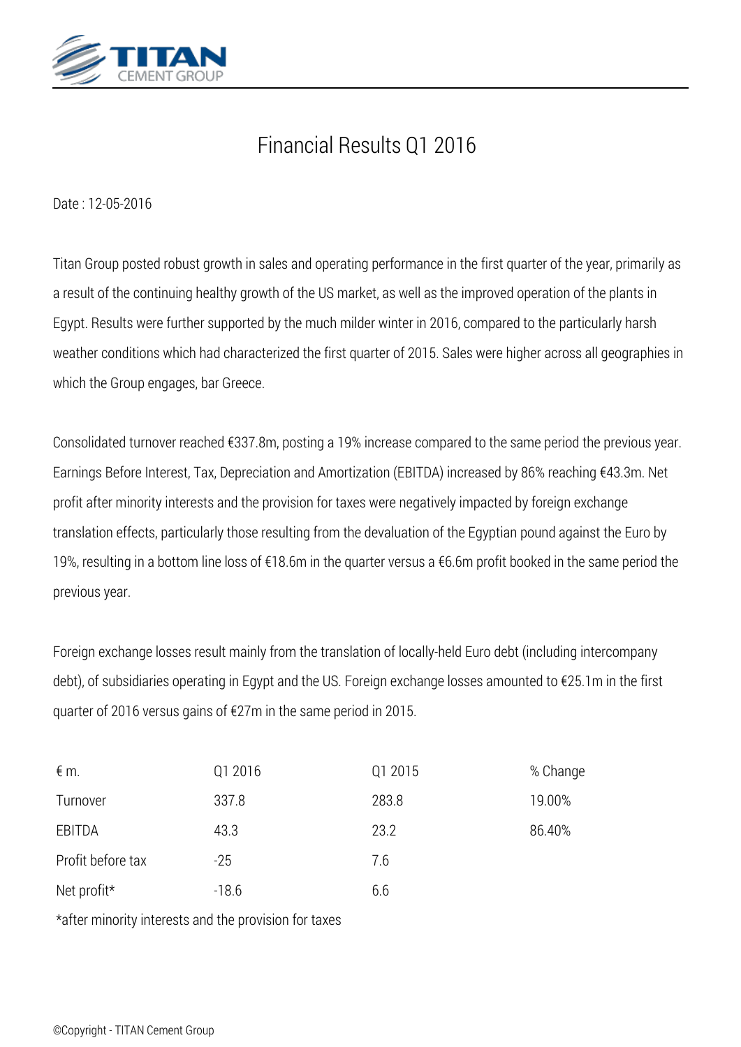# Financial Results Q1 2016

Date : 12-05-2016

Titan Group posted robust growth in sales and operating performance in the first quarter of the year, primarily as a result of the continuing healthy growth of the US market, as well as the improved operation of the plants in Egypt. Results were further supported by the much milder winter in 2016, compared to the particularly harsh weather conditions which had characterized the first quarter of 2015. Sales were higher across all geographies in which the Group engages, bar Greece.

Consolidated turnover reached €337.8m, posting a 19% increase compared to the same period the previous year. Earnings Before Interest, Tax, Depreciation and Amortization (EBITDA) increased by 86% reaching €43.3m. Net profit after minority interests and the provision for taxes were negatively impacted by foreign exchange translation effects, particularly those resulting from the devaluation of the Egyptian pound against the Euro by 19%, resulting in a bottom line loss of €18.6m in the quarter versus a €6.6m profit booked in the same period the previous year.

Foreign exchange losses result mainly from the translation of locally-held Euro debt (including intercompany debt), of subsidiaries operating in Egypt and the US. Foreign exchange losses amounted to €25.1m in the first quarter of 2016 versus gains of €27m in the same period in 2015.

| € m. | Q1 2016 | Q1 2015 | % Change |
|---|---|---|---|
| Turnover | 337.8 | 283.8 | 19.00% |
| EBITDA | 43.3 | 23.2 | 86.40% |
| Profit before tax | -25 | 7.6 | |
| Net profit* | -18.6 | 6.6 | |

*after minority interests and the provision for taxes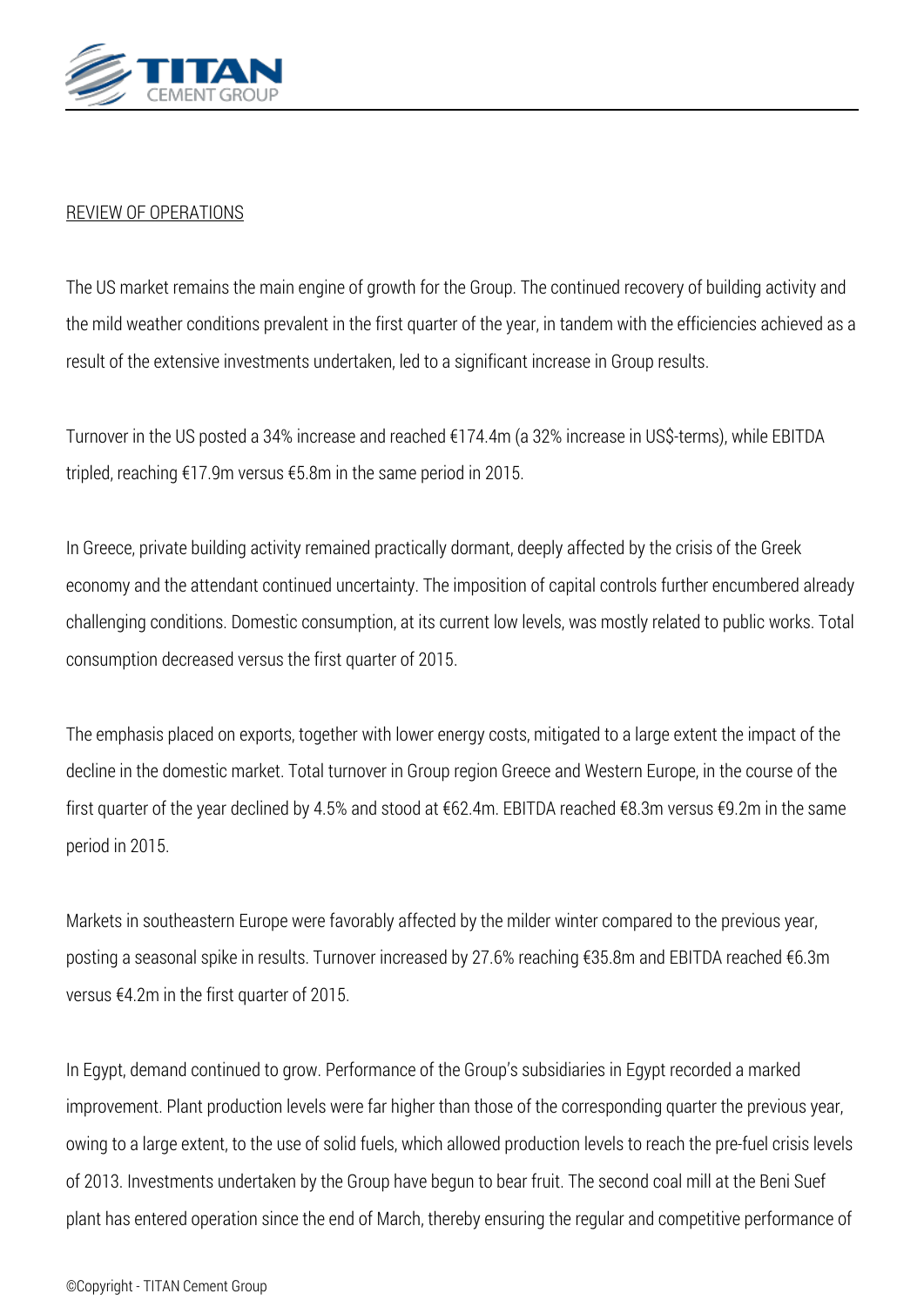REVIEW OF OPERATIONS

The US market remains the main engine of growth for the Group. The continued recovery of building activity and the mild weather conditions prevalent in the first quarter of the year, in tandem with the efficiencies achieved as a result of the extensive investments undertaken, led to a significant increase in Group results.

Turnover in the US posted a 34% increase and reached €174.4m (a 32% increase in US$-terms), while EBITDA tripled, reaching €17.9m versus €5.8m in the same period in 2015.

In Greece, private building activity remained practically dormant, deeply affected by the crisis of the Greek economy and the attendant continued uncertainty. The imposition of capital controls further encumbered already challenging conditions. Domestic consumption, at its current low levels, was mostly related to public works. Total consumption decreased versus the first quarter of 2015.

The emphasis placed on exports, together with lower energy costs, mitigated to a large extent the impact of the decline in the domestic market. Total turnover in Group region Greece and Western Europe, in the course of the first quarter of the year declined by 4.5% and stood at €62.4m. EBITDA reached €8.3m versus €9.2m in the same period in 2015.

Markets in southeastern Europe were favorably affected by the milder winter compared to the previous year, posting a seasonal spike in results. Turnover increased by 27.6% reaching €35.8m and EBITDA reached €6.3m versus €4.2m in the first quarter of 2015.

In Egypt, demand continued to grow. Performance of the Group's subsidiaries in Egypt recorded a marked improvement. Plant production levels were far higher than those of the corresponding quarter the previous year, owing to a large extent, to the use of solid fuels, which allowed production levels to reach the pre-fuel crisis levels of 2013. Investments undertaken by the Group have begun to bear fruit. The second coal mill at the Beni Suef plant has entered operation since the end of March, thereby ensuring the regular and competitive performance of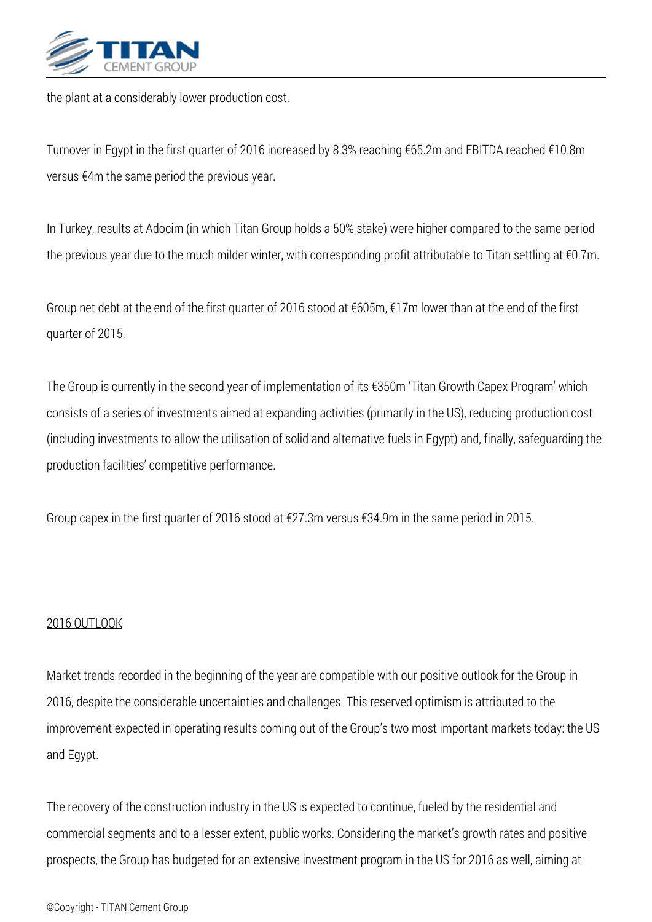the plant at a considerably lower production cost.

Turnover in Egypt in the first quarter of 2016 increased by 8.3% reaching €65.2m and EBITDA reached €10.8m versus €4m the same period the previous year.

In Turkey, results at Adocim (in which Titan Group holds a 50% stake) were higher compared to the same period the previous year due to the much milder winter, with corresponding profit attributable to Titan settling at €0.7m.

Group net debt at the end of the first quarter of 2016 stood at €605m, €17m lower than at the end of the first quarter of 2015.

The Group is currently in the second year of implementation of its €350m 'Titan Growth Capex Program' which consists of a series of investments aimed at expanding activities (primarily in the US), reducing production cost (including investments to allow the utilisation of solid and alternative fuels in Egypt) and, finally, safeguarding the production facilities' competitive performance.

Group capex in the first quarter of 2016 stood at €27.3m versus €34.9m in the same period in 2015.

## 2016 OUTLOOK

Market trends recorded in the beginning of the year are compatible with our positive outlook for the Group in 2016, despite the considerable uncertainties and challenges. This reserved optimism is attributed to the improvement expected in operating results coming out of the Group's two most important markets today: the US and Egypt.

The recovery of the construction industry in the US is expected to continue, fueled by the residential and commercial segments and to a lesser extent, public works. Considering the market's growth rates and positive prospects, the Group has budgeted for an extensive investment program in the US for 2016 as well, aiming at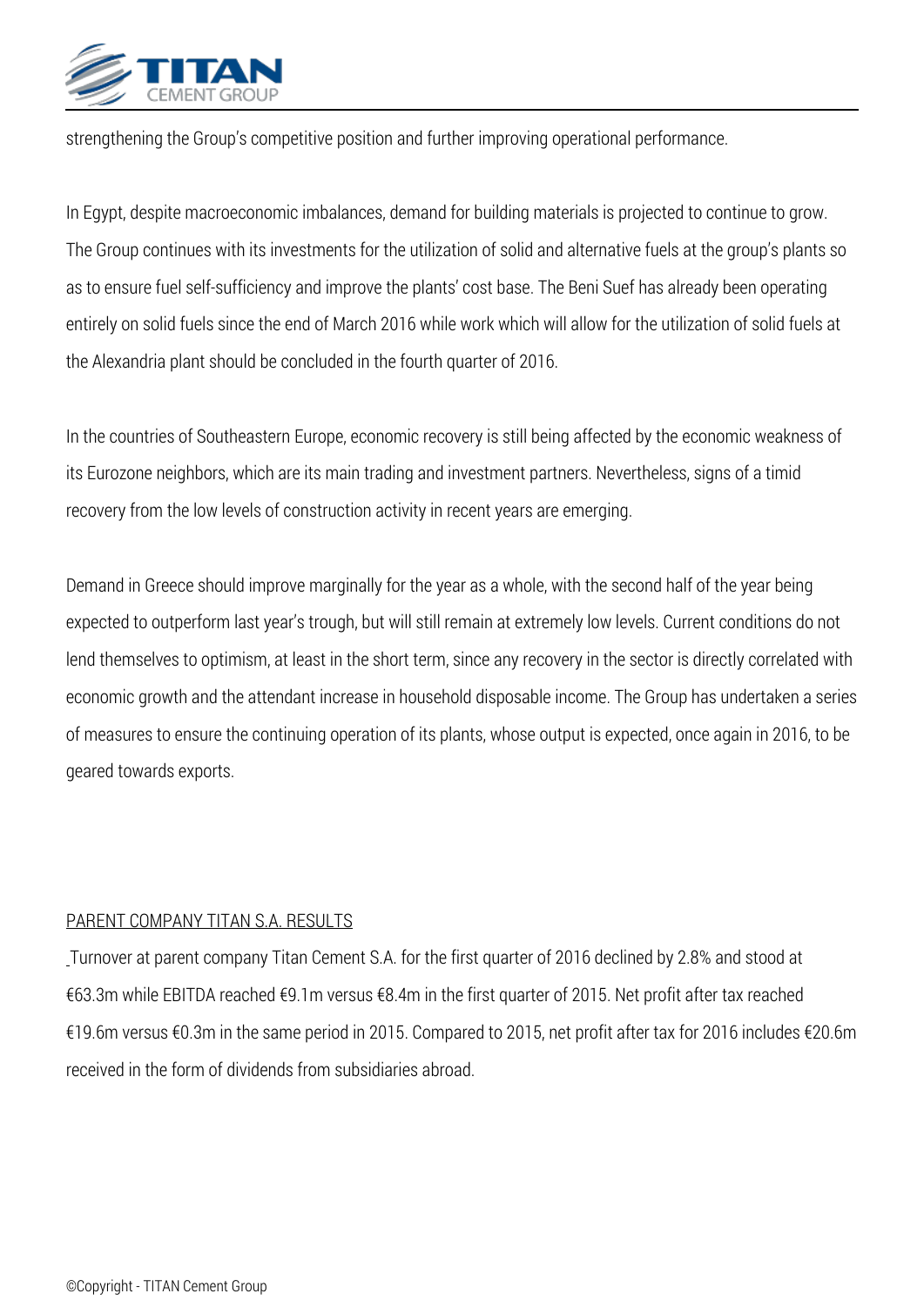strengthening the Group's competitive position and further improving operational performance.

In Egypt, despite macroeconomic imbalances, demand for building materials is projected to continue to grow. The Group continues with its investments for the utilization of solid and alternative fuels at the group's plants so as to ensure fuel self-sufficiency and improve the plants' cost base. The Beni Suef has already been operating entirely on solid fuels since the end of March 2016 while work which will allow for the utilization of solid fuels at the Alexandria plant should be concluded in the fourth quarter of 2016.

In the countries of Southeastern Europe, economic recovery is still being affected by the economic weakness of its Eurozone neighbors, which are its main trading and investment partners. Nevertheless, signs of a timid recovery from the low levels of construction activity in recent years are emerging.

Demand in Greece should improve marginally for the year as a whole, with the second half of the year being expected to outperform last year's trough, but will still remain at extremely low levels. Current conditions do not lend themselves to optimism, at least in the short term, since any recovery in the sector is directly correlated with economic growth and the attendant increase in household disposable income. The Group has undertaken a series of measures to ensure the continuing operation of its plants, whose output is expected, once again in 2016, to be geared towards exports.

PARENT COMPANY TITAN S.A. RESULTS

Turnover at parent company Titan Cement S.A. for the first quarter of 2016 declined by 2.8% and stood at €63.3m while EBITDA reached €9.1m versus €8.4m in the first quarter of 2015. Net profit after tax reached €19.6m versus €0.3m in the same period in 2015. Compared to 2015, net profit after tax for 2016 includes €20.6m received in the form of dividends from subsidiaries abroad.